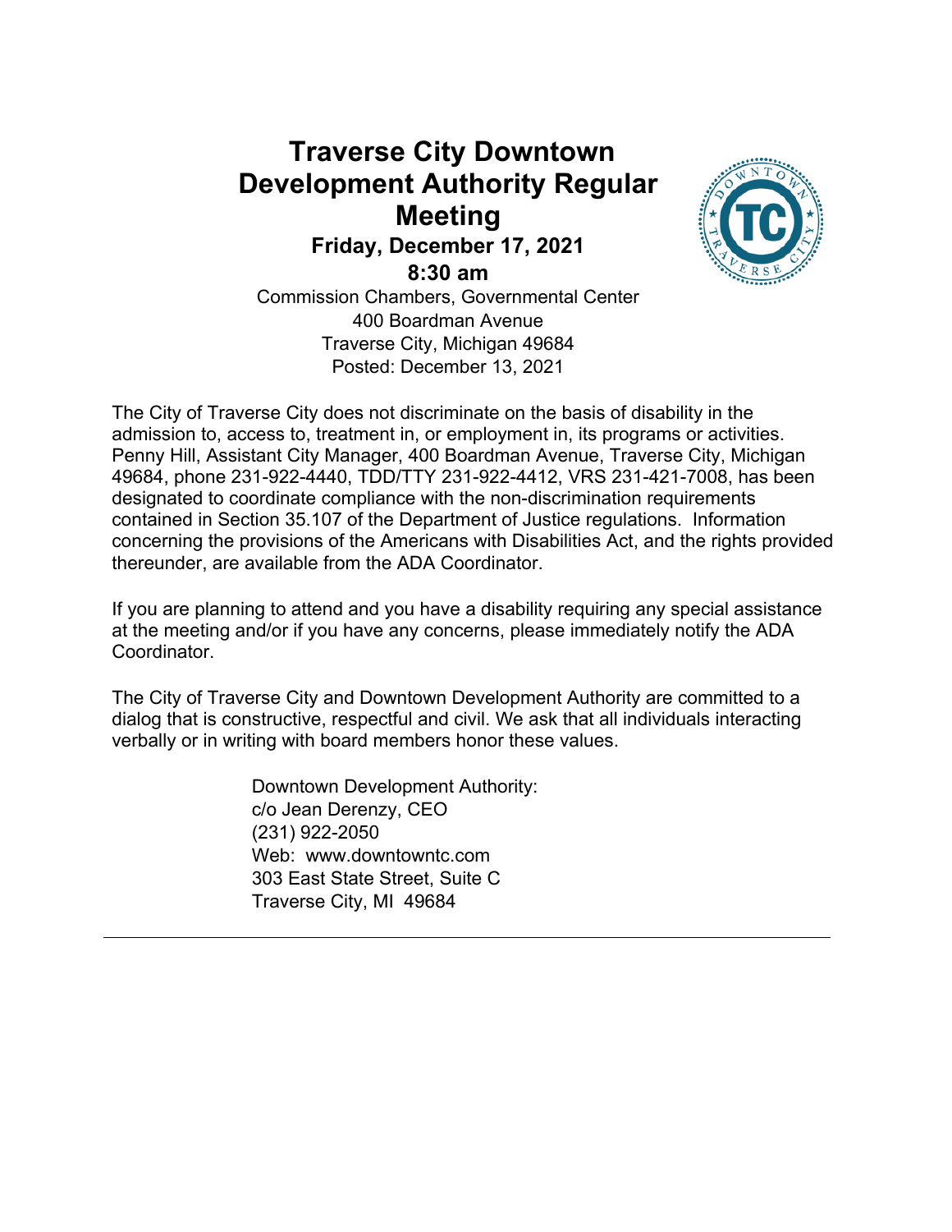# Traverse City Downtown Development Authority Regular Meeting

**Friday, December 17, 2021**

**8:30 am**

Commission Chambers, Governmental Center
400 Boardman Avenue
Traverse City, Michigan 49684
Posted: December 13, 2021

The City of Traverse City does not discriminate on the basis of disability in the admission to, access to, treatment in, or employment in, its programs or activities. Penny Hill, Assistant City Manager, 400 Boardman Avenue, Traverse City, Michigan 49684, phone 231-922-4440, TDD/TTY 231-922-4412, VRS 231-421-7008, has been designated to coordinate compliance with the non-discrimination requirements contained in Section 35.107 of the Department of Justice regulations. Information concerning the provisions of the Americans with Disabilities Act, and the rights provided thereunder, are available from the ADA Coordinator.

If you are planning to attend and you have a disability requiring any special assistance at the meeting and/or if you have any concerns, please immediately notify the ADA Coordinator.

The City of Traverse City and Downtown Development Authority are committed to a dialog that is constructive, respectful and civil. We ask that all individuals interacting verbally or in writing with board members honor these values.

Downtown Development Authority:
c/o Jean Derenzy, CEO
(231) 922-2050
Web: www.downtowntc.com
303 East State Street, Suite C
Traverse City, MI 49684

---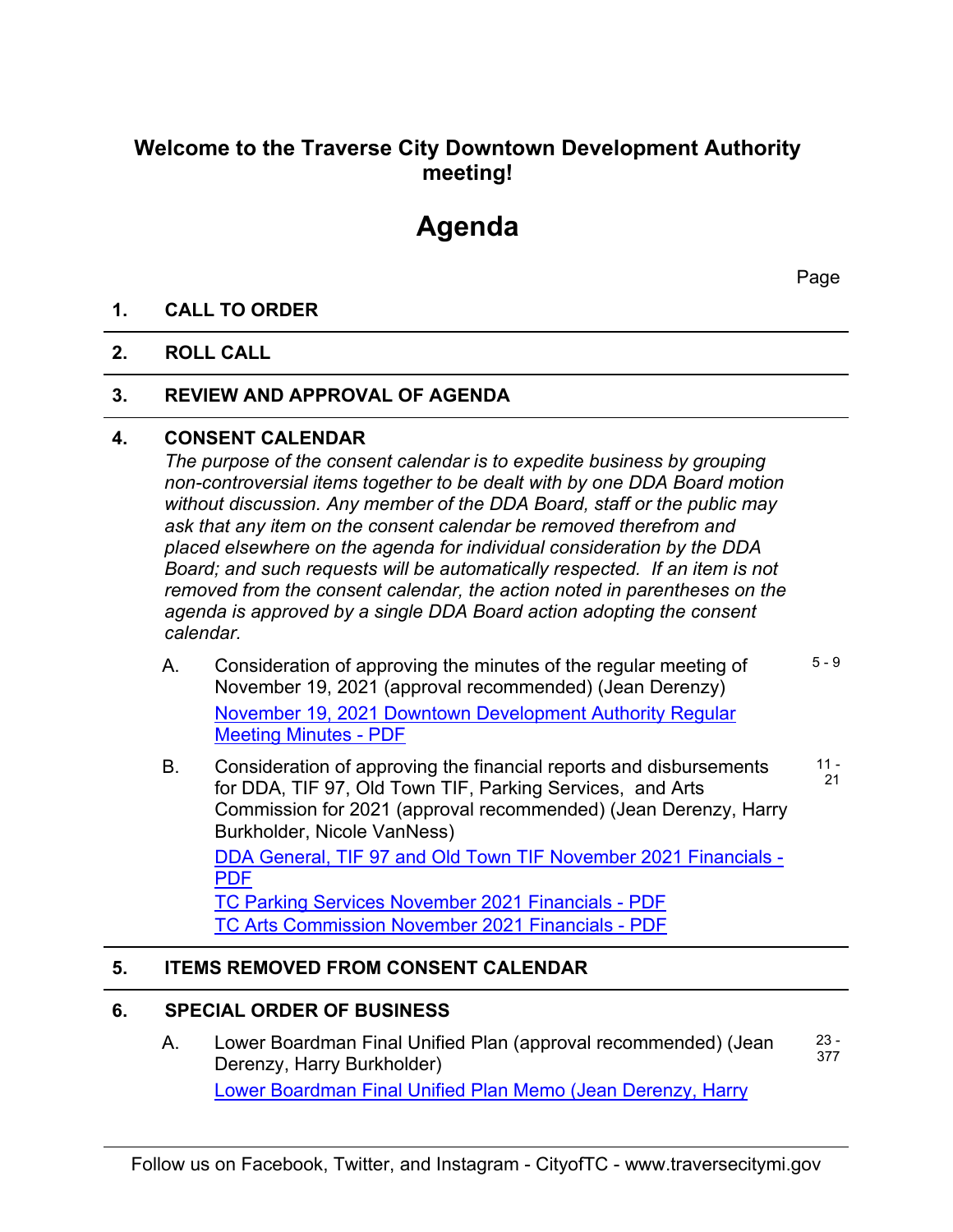# Welcome to the Traverse City Downtown Development Authority meeting!

# Agenda

Page

## 1. CALL TO ORDER

## 2. ROLL CALL

## 3. REVIEW AND APPROVAL OF AGENDA

## 4. CONSENT CALENDAR

*The purpose of the consent calendar is to expedite business by grouping non-controversial items together to be dealt with by one DDA Board motion without discussion. Any member of the DDA Board, staff or the public may ask that any item on the consent calendar be removed therefrom and placed elsewhere on the agenda for individual consideration by the DDA Board; and such requests will be automatically respected. If an item is not removed from the consent calendar, the action noted in parentheses on the agenda is approved by a single DDA Board action adopting the consent calendar.*

A. Consideration of approving the minutes of the regular meeting of November 19, 2021 (approval recommended) (Jean Derenzy) — 5 - 9

November 19, 2021 Downtown Development Authority Regular Meeting Minutes - PDF

B. Consideration of approving the financial reports and disbursements for DDA, TIF 97, Old Town TIF, Parking Services, and Arts Commission for 2021 (approval recommended) (Jean Derenzy, Harry Burkholder, Nicole VanNess) — 11 - 21

DDA General, TIF 97 and Old Town TIF November 2021 Financials - PDF
TC Parking Services November 2021 Financials - PDF
TC Arts Commission November 2021 Financials - PDF

## 5. ITEMS REMOVED FROM CONSENT CALENDAR

## 6. SPECIAL ORDER OF BUSINESS

A. Lower Boardman Final Unified Plan (approval recommended) (Jean Derenzy, Harry Burkholder) — 23 - 377

Lower Boardman Final Unified Plan Memo (Jean Derenzy, Harry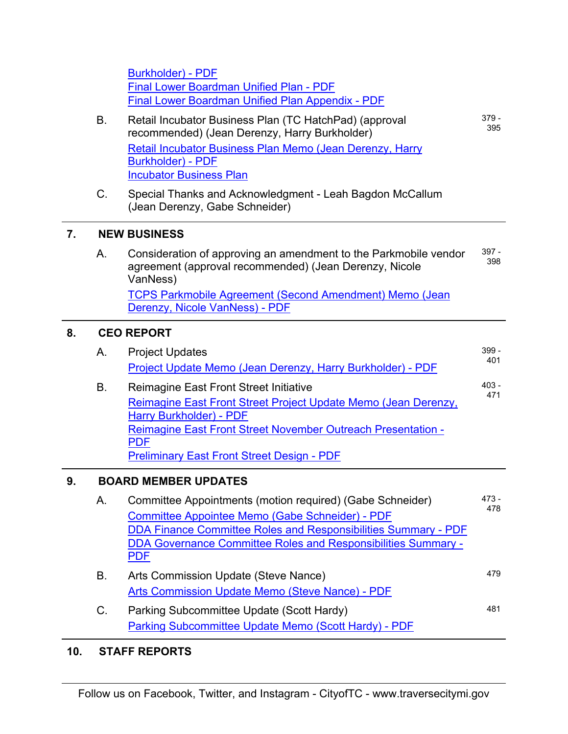Burkholder) - PDF
Final Lower Boardman Unified Plan - PDF
Final Lower Boardman Unified Plan Appendix - PDF

B. Retail Incubator Business Plan (TC HatchPad) (approval recommended) (Jean Derenzy, Harry Burkholder) — 379 - 395

Retail Incubator Business Plan Memo (Jean Derenzy, Harry Burkholder) - PDF
Incubator Business Plan

C. Special Thanks and Acknowledgment - Leah Bagdon McCallum (Jean Derenzy, Gabe Schneider)

## 7. NEW BUSINESS

A. Consideration of approving an amendment to the Parkmobile vendor agreement (approval recommended) (Jean Derenzy, Nicole VanNess) — 397 - 398

TCPS Parkmobile Agreement (Second Amendment) Memo (Jean Derenzy, Nicole VanNess) - PDF

## 8. CEO REPORT

A. Project Updates — 399 - 401

Project Update Memo (Jean Derenzy, Harry Burkholder) - PDF

B. Reimagine East Front Street Initiative — 403 - 471

Reimagine East Front Street Project Update Memo (Jean Derenzy, Harry Burkholder) - PDF
Reimagine East Front Street November Outreach Presentation - PDF
Preliminary East Front Street Design - PDF

## 9. BOARD MEMBER UPDATES

A. Committee Appointments (motion required) (Gabe Schneider) — 473 - 478

Committee Appointee Memo (Gabe Schneider) - PDF
DDA Finance Committee Roles and Responsibilities Summary - PDF
DDA Governance Committee Roles and Responsibilities Summary - PDF

B. Arts Commission Update (Steve Nance) — 479

Arts Commission Update Memo (Steve Nance) - PDF

C. Parking Subcommittee Update (Scott Hardy) — 481

Parking Subcommittee Update Memo (Scott Hardy) - PDF

## 10. STAFF REPORTS

Follow us on Facebook, Twitter, and Instagram - CityofTC - www.traversecitymi.gov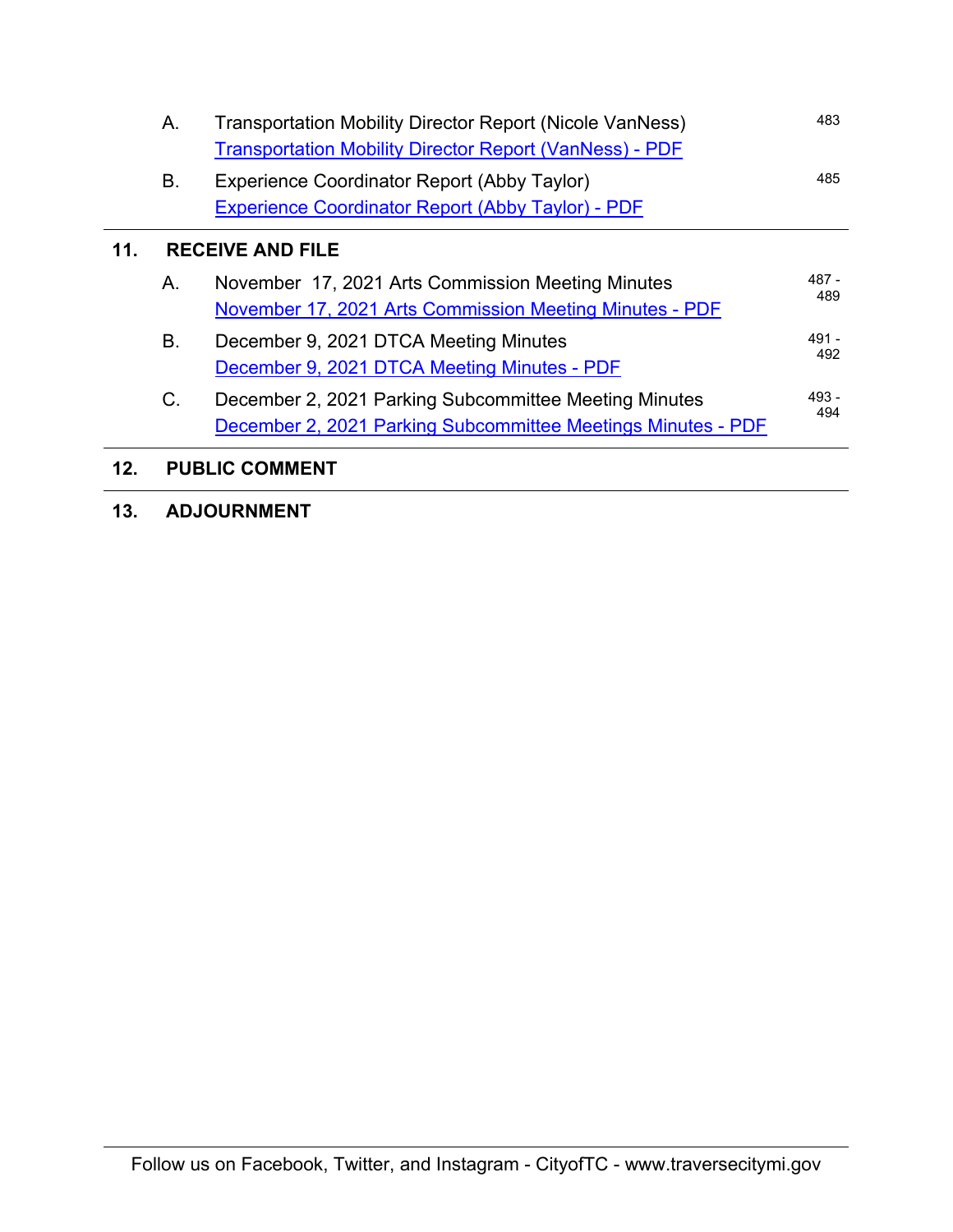A. Transportation Mobility Director Report (Nicole VanNess) — 483
[Transportation Mobility Director Report (VanNess) - PDF]

B. Experience Coordinator Report (Abby Taylor) — 485
[Experience Coordinator Report (Abby Taylor) - PDF]

## 11. RECEIVE AND FILE

A. November 17, 2021 Arts Commission Meeting Minutes — 487 - 489
[November 17, 2021 Arts Commission Meeting Minutes - PDF]

B. December 9, 2021 DTCA Meeting Minutes — 491 - 492
[December 9, 2021 DTCA Meeting Minutes - PDF]

C. December 2, 2021 Parking Subcommittee Meeting Minutes — 493 - 494
[December 2, 2021 Parking Subcommittee Meetings Minutes - PDF]

## 12. PUBLIC COMMENT

## 13. ADJOURNMENT

Follow us on Facebook, Twitter, and Instagram - CityofTC - www.traversecitymi.gov